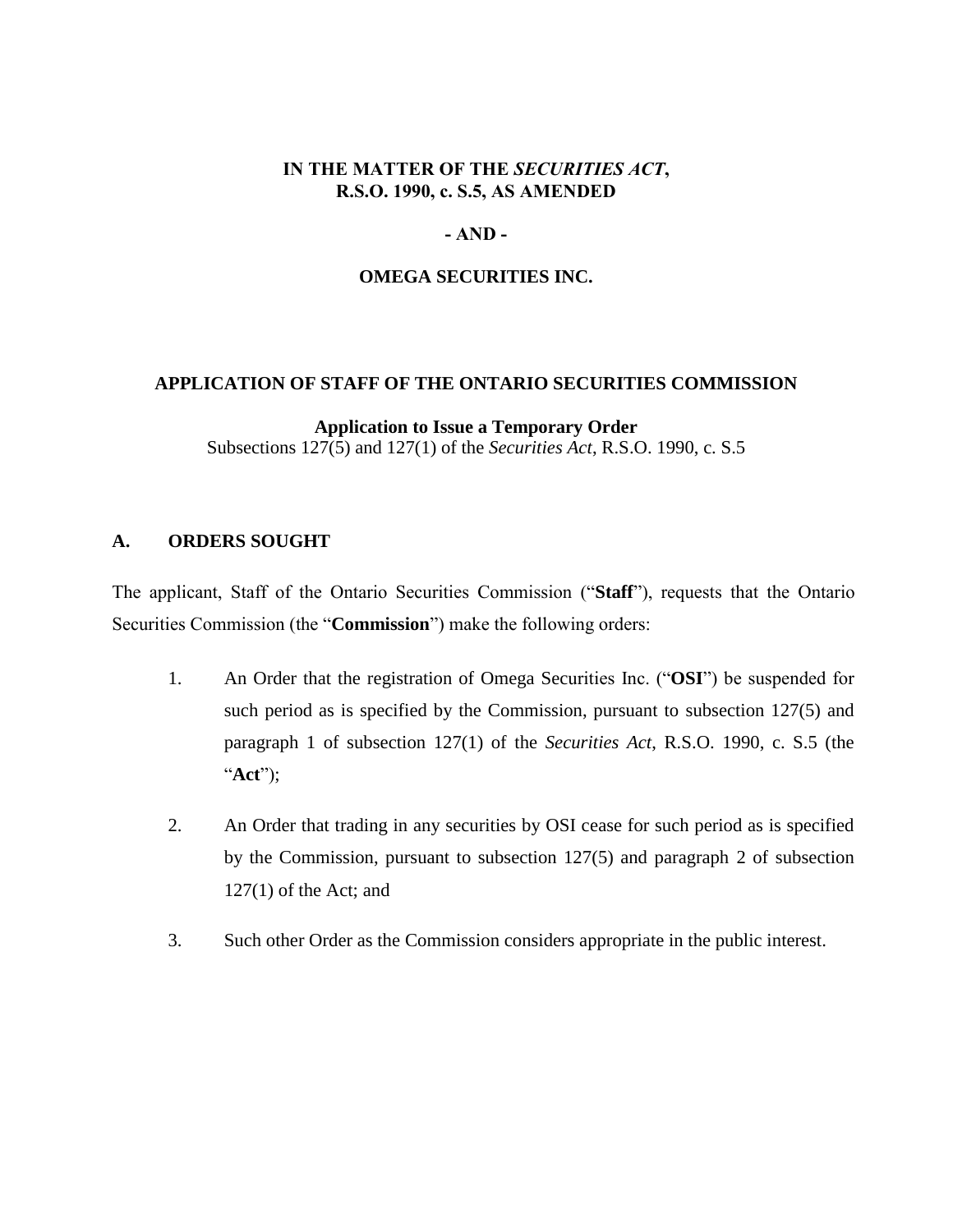**IN THE MATTER OF THE *SECURITIES ACT*,**
**R.S.O. 1990, c. S.5, AS AMENDED**

**- AND -**

**OMEGA SECURITIES INC.**

# APPLICATION OF STAFF OF THE ONTARIO SECURITIES COMMISSION

**Application to Issue a Temporary Order**
Subsections 127(5) and 127(1) of the *Securities Act*, R.S.O. 1990, c. S.5

## A. ORDERS SOUGHT

The applicant, Staff of the Ontario Securities Commission ("**Staff**"), requests that the Ontario Securities Commission (the "**Commission**") make the following orders:

1. An Order that the registration of Omega Securities Inc. ("**OSI**") be suspended for such period as is specified by the Commission, pursuant to subsection 127(5) and paragraph 1 of subsection 127(1) of the *Securities Act*, R.S.O. 1990, c. S.5 (the "**Act**");

2. An Order that trading in any securities by OSI cease for such period as is specified by the Commission, pursuant to subsection 127(5) and paragraph 2 of subsection 127(1) of the Act; and

3. Such other Order as the Commission considers appropriate in the public interest.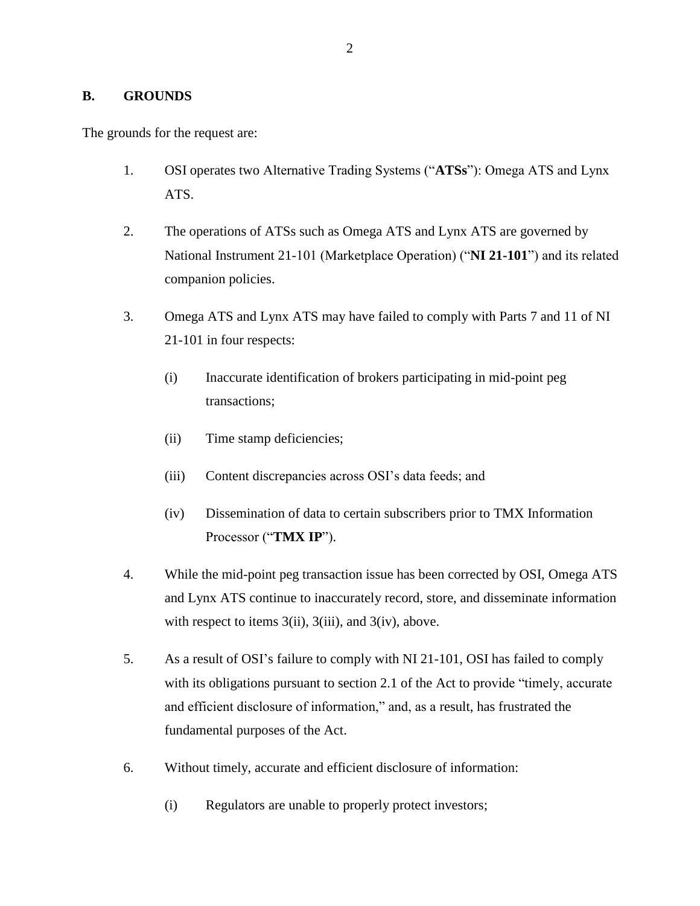## B. GROUNDS

The grounds for the request are:

1. OSI operates two Alternative Trading Systems ("**ATSs**"): Omega ATS and Lynx ATS.

2. The operations of ATSs such as Omega ATS and Lynx ATS are governed by National Instrument 21-101 (Marketplace Operation) ("**NI 21-101**") and its related companion policies.

3. Omega ATS and Lynx ATS may have failed to comply with Parts 7 and 11 of NI 21-101 in four respects:

   (i) Inaccurate identification of brokers participating in mid-point peg transactions;

   (ii) Time stamp deficiencies;

   (iii) Content discrepancies across OSI's data feeds; and

   (iv) Dissemination of data to certain subscribers prior to TMX Information Processor ("**TMX IP**").

4. While the mid-point peg transaction issue has been corrected by OSI, Omega ATS and Lynx ATS continue to inaccurately record, store, and disseminate information with respect to items 3(ii), 3(iii), and 3(iv), above.

5. As a result of OSI's failure to comply with NI 21-101, OSI has failed to comply with its obligations pursuant to section 2.1 of the Act to provide "timely, accurate and efficient disclosure of information," and, as a result, has frustrated the fundamental purposes of the Act.

6. Without timely, accurate and efficient disclosure of information:

   (i) Regulators are unable to properly protect investors;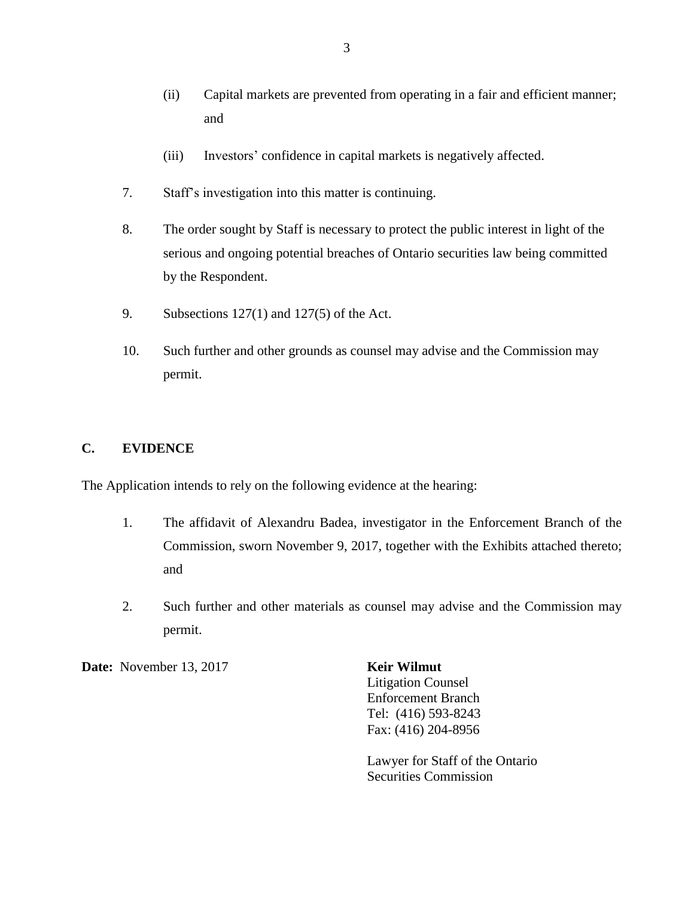(ii) Capital markets are prevented from operating in a fair and efficient manner; and

(iii) Investors' confidence in capital markets is negatively affected.

7. Staff's investigation into this matter is continuing.

8. The order sought by Staff is necessary to protect the public interest in light of the serious and ongoing potential breaches of Ontario securities law being committed by the Respondent.

9. Subsections 127(1) and 127(5) of the Act.

10. Such further and other grounds as counsel may advise and the Commission may permit.

## C. EVIDENCE

The Application intends to rely on the following evidence at the hearing:

1. The affidavit of Alexandru Badea, investigator in the Enforcement Branch of the Commission, sworn November 9, 2017, together with the Exhibits attached thereto; and

2. Such further and other materials as counsel may advise and the Commission may permit.

**Date:** November 13, 2017

**Keir Wilmut**
Litigation Counsel
Enforcement Branch
Tel: (416) 593-8243
Fax: (416) 204-8956

Lawyer for Staff of the Ontario Securities Commission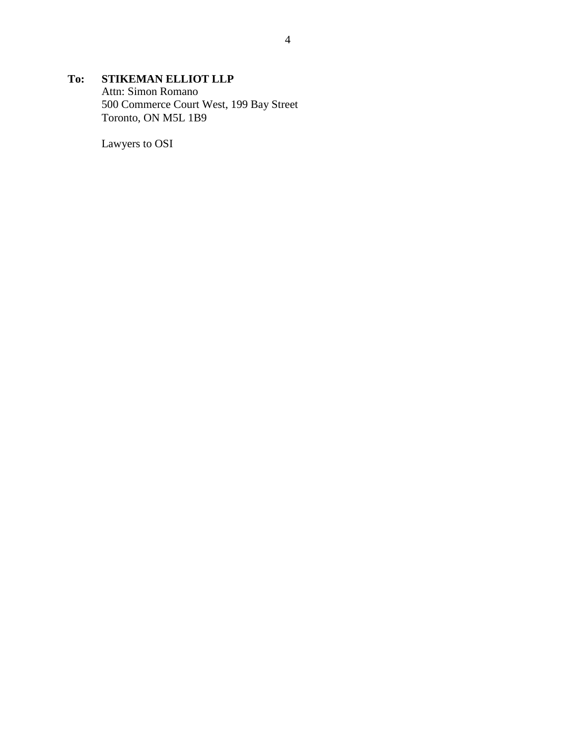**To:** **STIKEMAN ELLIOT LLP**
Attn: Simon Romano
500 Commerce Court West, 199 Bay Street
Toronto, ON M5L 1B9

Lawyers to OSI